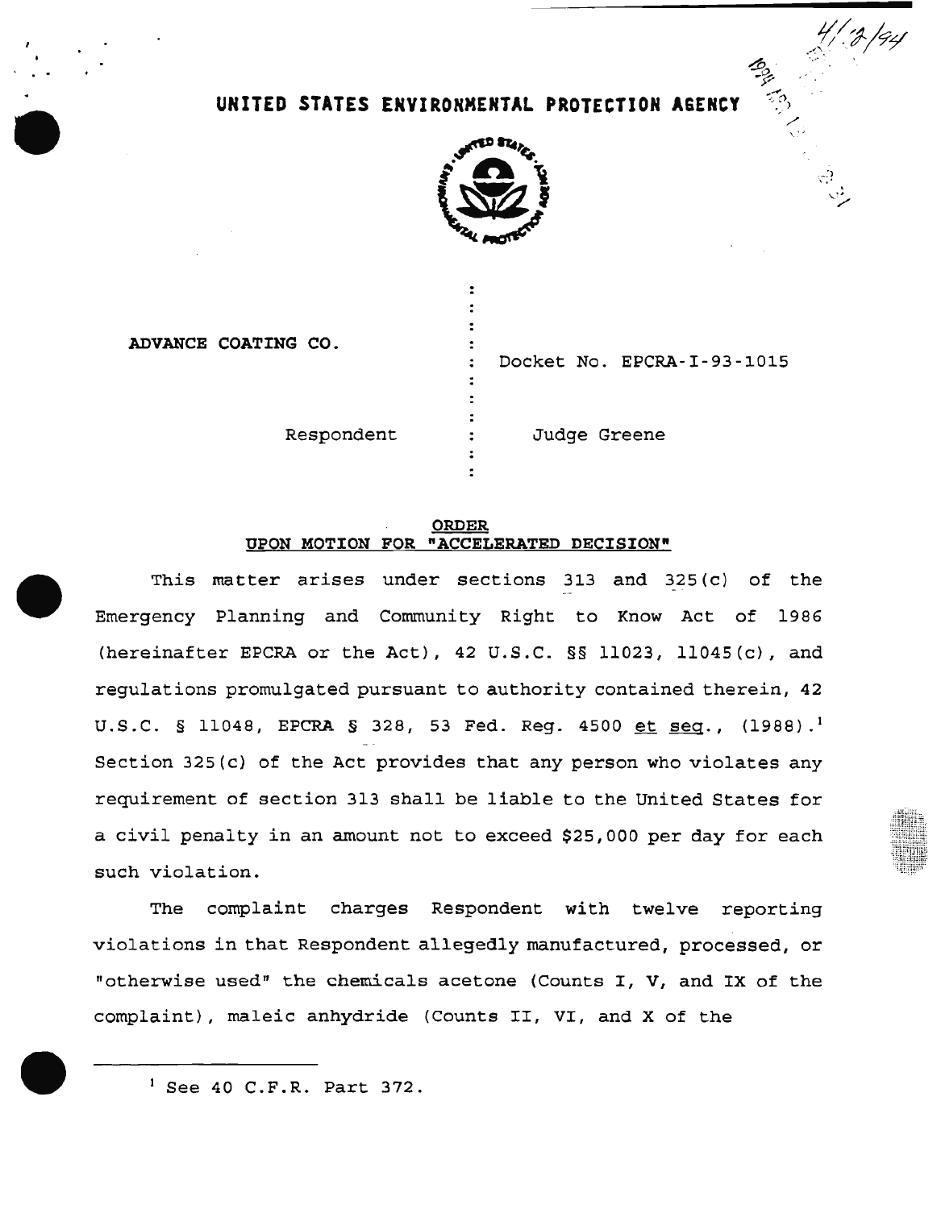# UNITED STATES ENVIRONMENTAL PROTECTION AGENCY

ADVANCE COATING CO.

Respondent

Docket No. EPCRA-I-93-1015

Judge Greene

## ORDER
## UPON MOTION FOR "ACCELERATED DECISION"

This matter arises under sections 313 and 325(c) of the Emergency Planning and Community Right to Know Act of 1986 (hereinafter EPCRA or the Act), 42 U.S.C. §§ 11023, 11045(c), and regulations promulgated pursuant to authority contained therein, 42 U.S.C. § 11048, EPCRA § 328, 53 Fed. Reg. 4500 et seq., (1988).[1] Section 325(c) of the Act provides that any person who violates any requirement of section 313 shall be liable to the United States for a civil penalty in an amount not to exceed $25,000 per day for each such violation.

The complaint charges Respondent with twelve reporting violations in that Respondent allegedly manufactured, processed, or "otherwise used" the chemicals acetone (Counts I, V, and IX of the complaint), maleic anhydride (Counts II, VI, and X of the

[1] See 40 C.F.R. Part 372.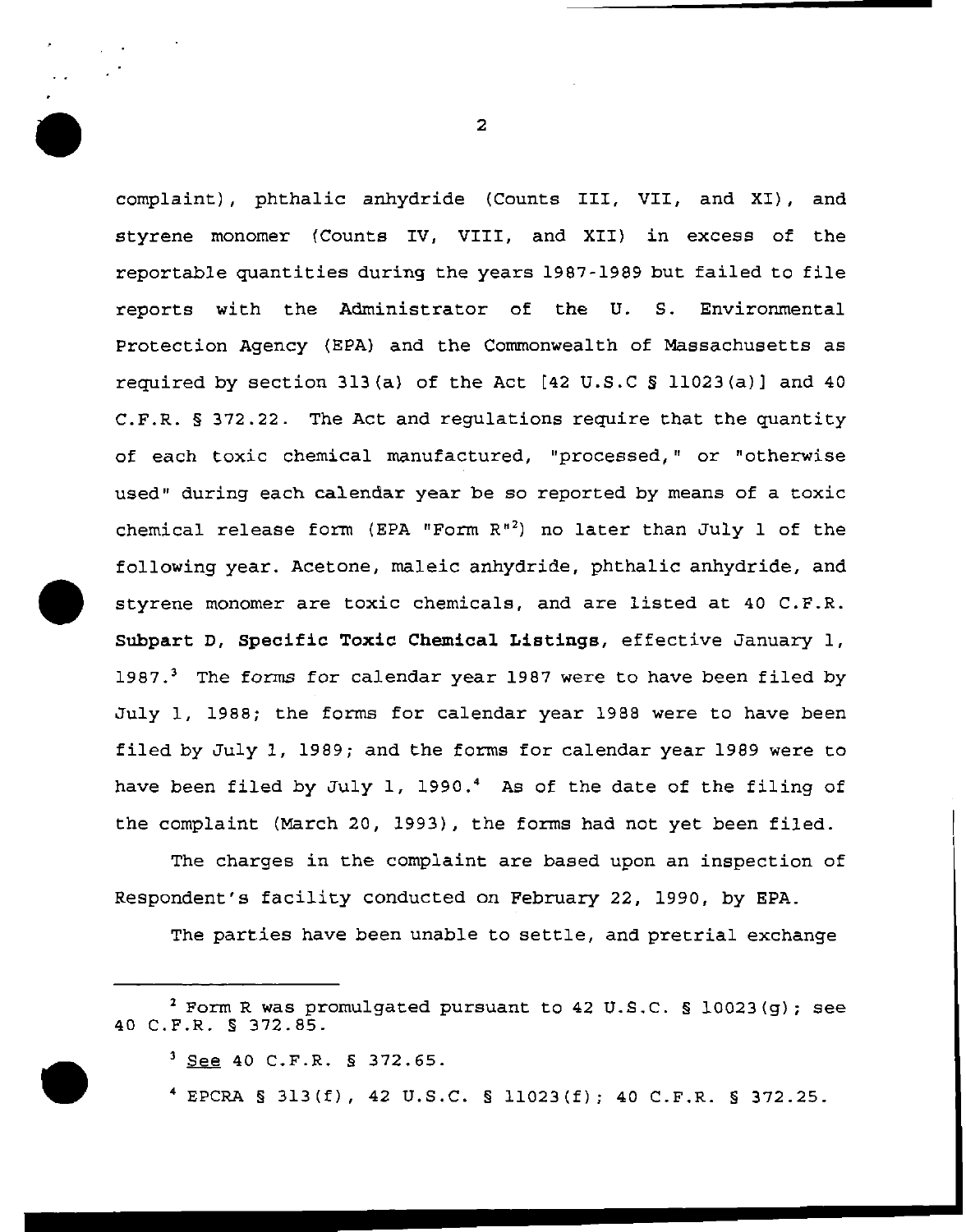complaint), phthalic anhydride (Counts III, VII, and XI), and styrene monomer (Counts IV, VIII, and XII) in excess of the reportable quantities during the years 1987-1989 but failed to file reports with the Administrator of the U. S. Environmental Protection Agency (EPA) and the Commonwealth of Massachusetts as required by section 313(a) of the Act [42 U.S.C § 11023(a)] and 40 C.F.R. § 372.22. The Act and regulations require that the quantity of each toxic chemical manufactured, "processed," or "otherwise used" during each calendar year be so reported by means of a toxic chemical release form (EPA "Form R"[2]) no later than July 1 of the following year. Acetone, maleic anhydride, phthalic anhydride, and styrene monomer are toxic chemicals, and are listed at 40 C.F.R. **Subpart D, Specific Toxic Chemical Listings**, effective January 1, 1987.[3] The forms for calendar year 1987 were to have been filed by July 1, 1988; the forms for calendar year 1988 were to have been filed by July 1, 1989; and the forms for calendar year 1989 were to have been filed by July 1, 1990.[4] As of the date of the filing of the complaint (March 20, 1993), the forms had not yet been filed.

The charges in the complaint are based upon an inspection of Respondent's facility conducted on February 22, 1990, by EPA.

The parties have been unable to settle, and pretrial exchange

---

[2] Form R was promulgated pursuant to 42 U.S.C. § 10023(g); see 40 C.F.R. § 372.85.

[3] See 40 C.F.R. § 372.65.

[4] EPCRA § 313(f), 42 U.S.C. § 11023(f); 40 C.F.R. § 372.25.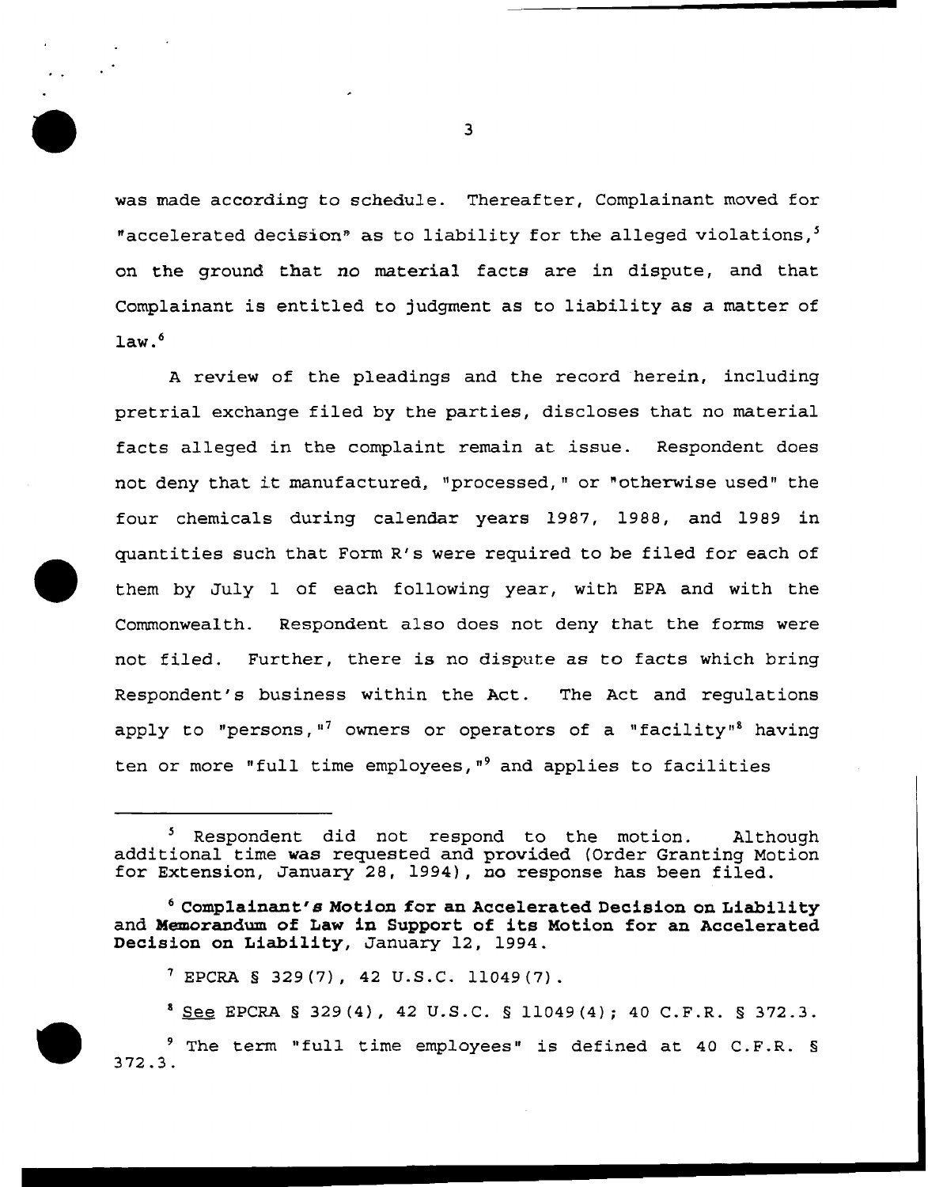was made according to schedule. Thereafter, Complainant moved for "accelerated decision" as to liability for the alleged violations,[5] on the ground that no material facts are in dispute, and that Complainant is entitled to judgment as to liability as a matter of law.[6]

A review of the pleadings and the record herein, including pretrial exchange filed by the parties, discloses that no material facts alleged in the complaint remain at issue. Respondent does not deny that it manufactured, "processed," or "otherwise used" the four chemicals during calendar years 1987, 1988, and 1989 in quantities such that Form R's were required to be filed for each of them by July 1 of each following year, with EPA and with the Commonwealth. Respondent also does not deny that the forms were not filed. Further, there is no dispute as to facts which bring Respondent's business within the Act. The Act and regulations apply to "persons,"[7] owners or operators of a "facility"[8] having ten or more "full time employees,"[9] and applies to facilities

---

[5] Respondent did not respond to the motion. Although additional time was requested and provided (Order Granting Motion for Extension, January 28, 1994), no response has been filed.

[6] **Complainant's Motion for an Accelerated Decision on Liability and Memorandum of Law in Support of its Motion for an Accelerated Decision on Liability**, January 12, 1994.

[7] EPCRA § 329(7), 42 U.S.C. 11049(7).

[8] See EPCRA § 329(4), 42 U.S.C. § 11049(4); 40 C.F.R. § 372.3.

[9] The term "full time employees" is defined at 40 C.F.R. § 372.3.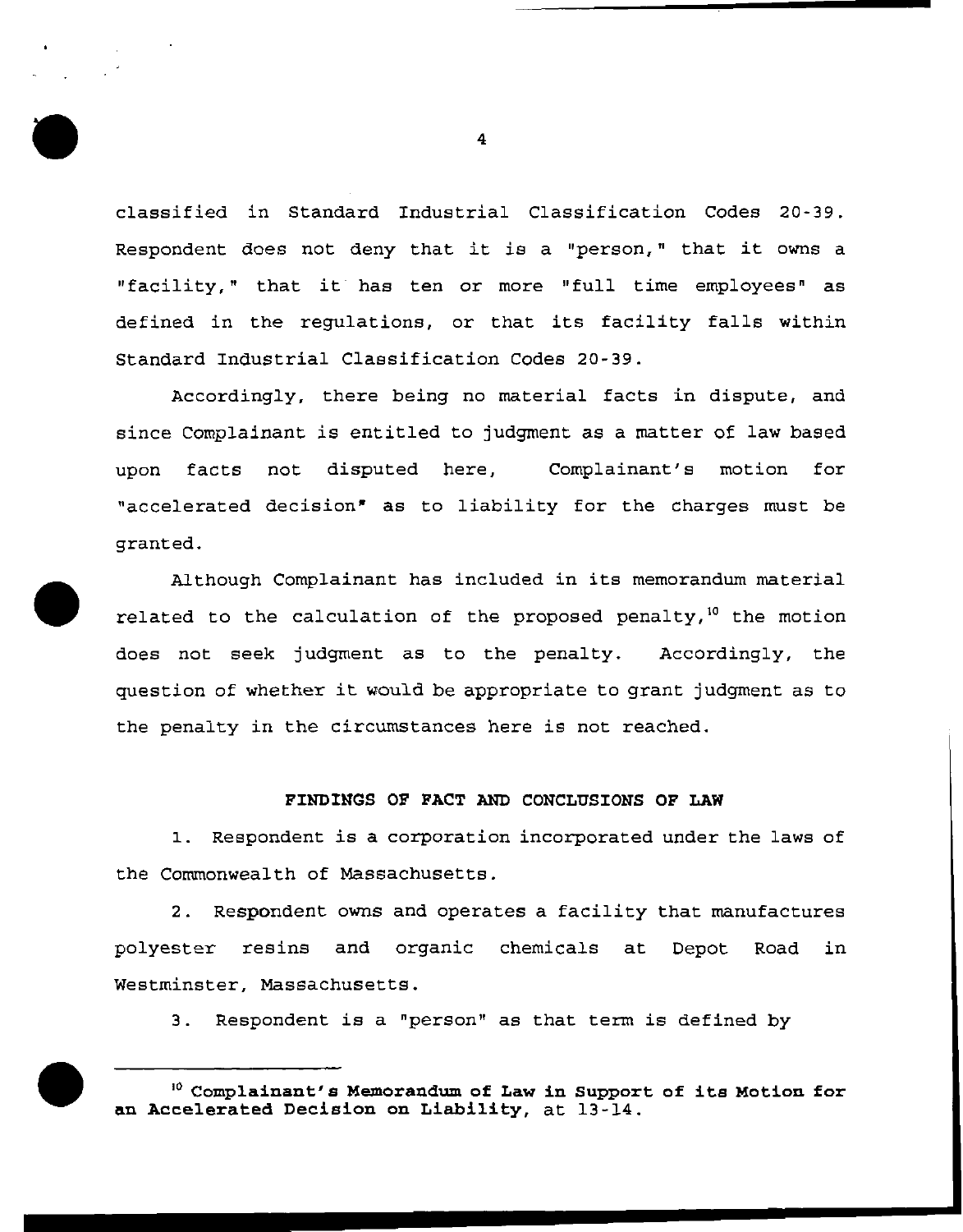classified in Standard Industrial Classification Codes 20-39. Respondent does not deny that it is a "person," that it owns a "facility," that it has ten or more "full time employees" as defined in the regulations, or that its facility falls within Standard Industrial Classification Codes 20-39.

Accordingly, there being no material facts in dispute, and since Complainant is entitled to judgment as a matter of law based upon facts not disputed here, Complainant's motion for "accelerated decision" as to liability for the charges must be granted.

Although Complainant has included in its memorandum material related to the calculation of the proposed penalty,[10] the motion does not seek judgment as to the penalty. Accordingly, the question of whether it would be appropriate to grant judgment as to the penalty in the circumstances here is not reached.

## FINDINGS OF FACT AND CONCLUSIONS OF LAW

1. Respondent is a corporation incorporated under the laws of the Commonwealth of Massachusetts.

2. Respondent owns and operates a facility that manufactures polyester resins and organic chemicals at Depot Road in Westminster, Massachusetts.

3. Respondent is a "person" as that term is defined by

---

[10] **Complainant's Memorandum of Law in Support of its Motion for an Accelerated Decision on Liability**, at 13-14.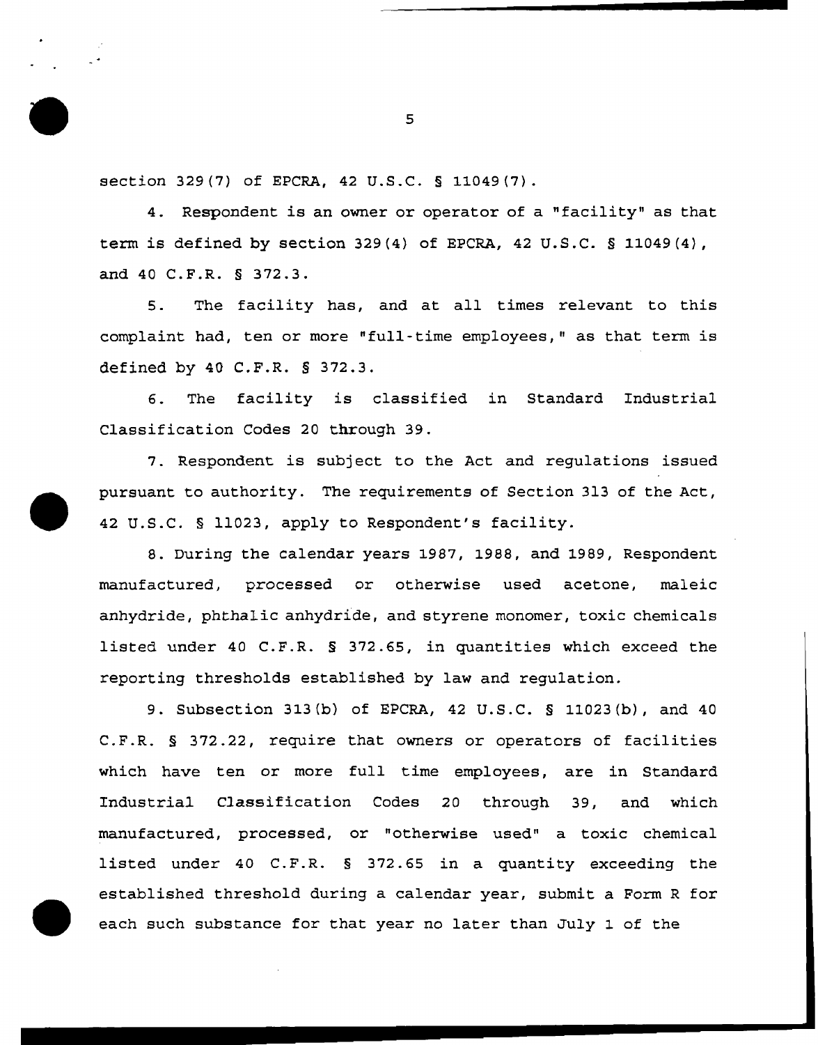section 329(7) of EPCRA, 42 U.S.C. § 11049(7).

4. Respondent is an owner or operator of a "facility" as that term is defined by section 329(4) of EPCRA, 42 U.S.C. § 11049(4), and 40 C.F.R. § 372.3.

5. The facility has, and at all times relevant to this complaint had, ten or more "full-time employees," as that term is defined by 40 C.F.R. § 372.3.

6. The facility is classified in Standard Industrial Classification Codes 20 through 39.

7. Respondent is subject to the Act and regulations issued pursuant to authority. The requirements of Section 313 of the Act, 42 U.S.C. § 11023, apply to Respondent's facility.

8. During the calendar years 1987, 1988, and 1989, Respondent manufactured, processed or otherwise used acetone, maleic anhydride, phthalic anhydride, and styrene monomer, toxic chemicals listed under 40 C.F.R. § 372.65, in quantities which exceed the reporting thresholds established by law and regulation.

9. Subsection 313(b) of EPCRA, 42 U.S.C. § 11023(b), and 40 C.F.R. § 372.22, require that owners or operators of facilities which have ten or more full time employees, are in Standard Industrial Classification Codes 20 through 39, and which manufactured, processed, or "otherwise used" a toxic chemical listed under 40 C.F.R. § 372.65 in a quantity exceeding the established threshold during a calendar year, submit a Form R for each such substance for that year no later than July 1 of the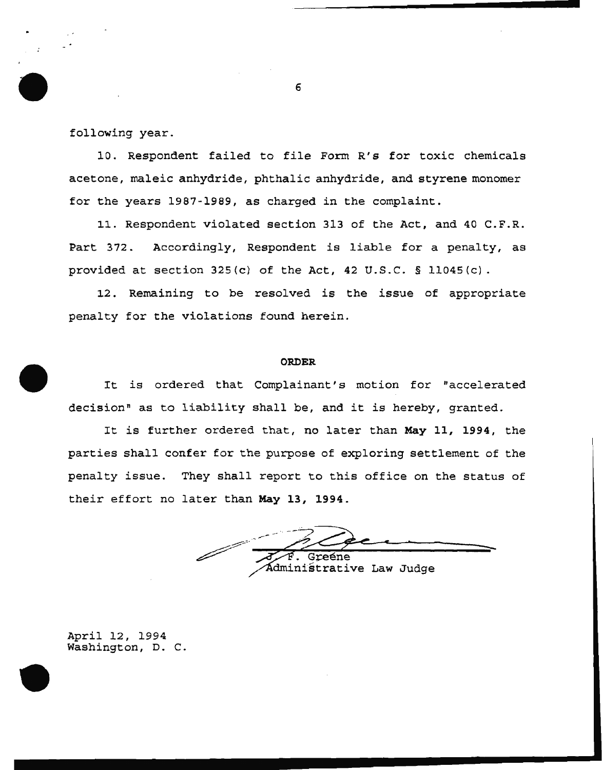following year.

10. Respondent failed to file Form R's for toxic chemicals acetone, maleic anhydride, phthalic anhydride, and styrene monomer for the years 1987-1989, as charged in the complaint.

11. Respondent violated section 313 of the Act, and 40 C.F.R. Part 372. Accordingly, Respondent is liable for a penalty, as provided at section 325(c) of the Act, 42 U.S.C. § 11045(c).

12. Remaining to be resolved is the issue of appropriate penalty for the violations found herein.

**ORDER**

It is ordered that Complainant's motion for "accelerated decision" as to liability shall be, and it is hereby, granted.

It is further ordered that, no later than **May 11, 1994**, the parties shall confer for the purpose of exploring settlement of the penalty issue. They shall report to this office on the status of their effort no later than **May 13, 1994**.

J. F. Greene
Administrative Law Judge

April 12, 1994
Washington, D. C.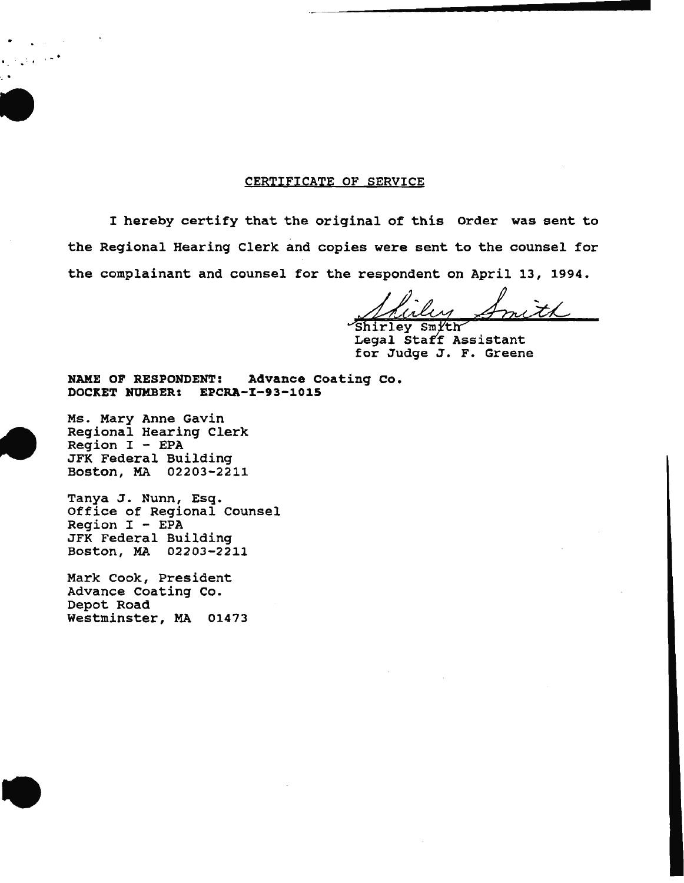CERTIFICATE OF SERVICE

I hereby certify that the original of this Order was sent to the Regional Hearing Clerk and copies were sent to the counsel for the complainant and counsel for the respondent on April 13, 1994.

Shirley Smith
Legal Staff Assistant
for Judge J. F. Greene

**NAME OF RESPONDENT:** **Advance Coating Co.**
**DOCKET NUMBER:** **EPCRA-I-93-1015**

Ms. Mary Anne Gavin
Regional Hearing Clerk
Region I - EPA
JFK Federal Building
Boston, MA 02203-2211

Tanya J. Nunn, Esq.
Office of Regional Counsel
Region I - EPA
JFK Federal Building
Boston, MA 02203-2211

Mark Cook, President
Advance Coating Co.
Depot Road
Westminster, MA 01473